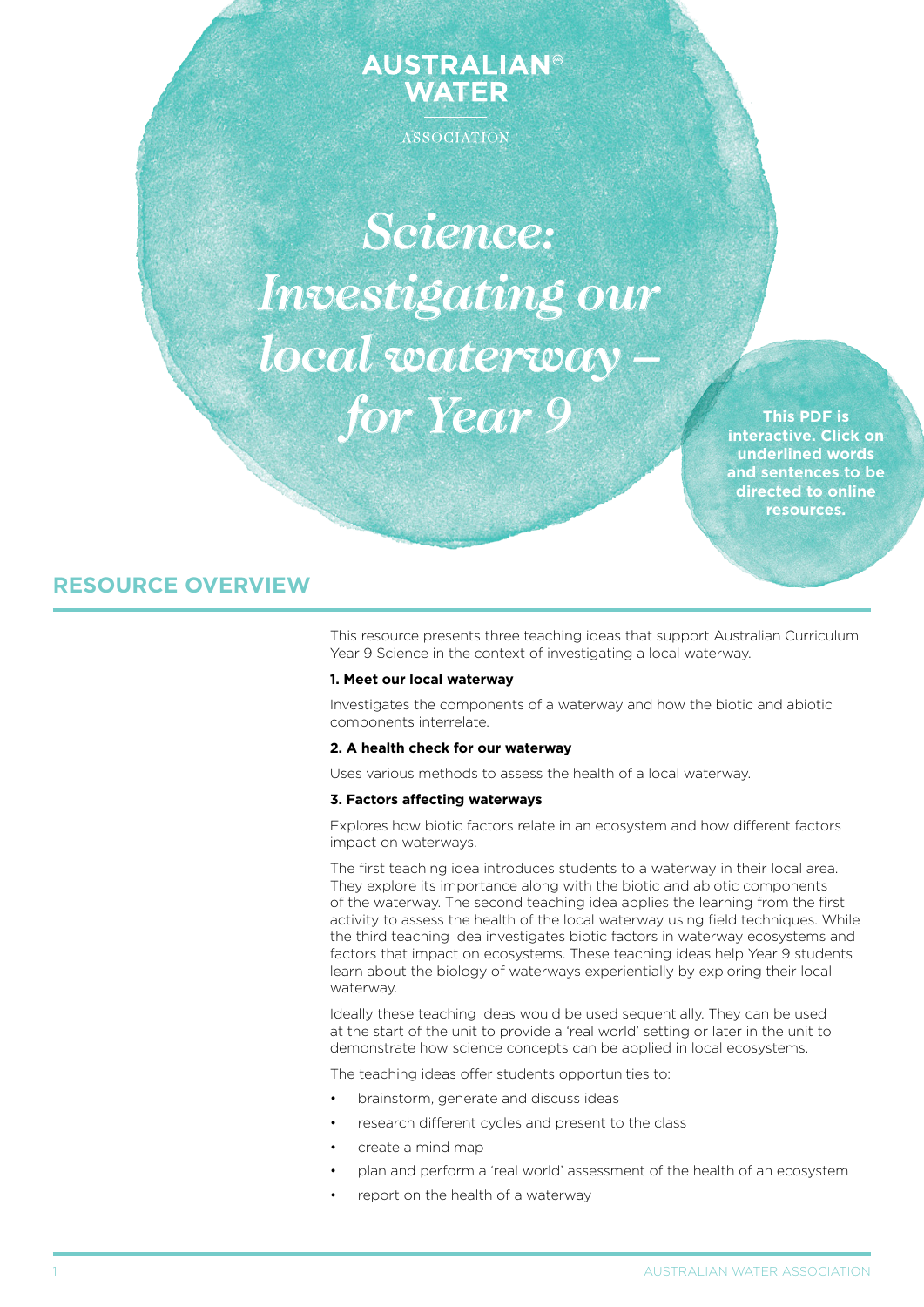AUSTRALIAN WATER ASSOCIATION

# Science: Investigating our local waterway – for Year 9

**This PDF is interactive. Click on underlined words and sentences to be directed to online resources.**

## RESOURCE OVERVIEW

This resource presents three teaching ideas that support Australian Curriculum Year 9 Science in the context of investigating a local waterway.

**1. Meet our local waterway**

Investigates the components of a waterway and how the biotic and abiotic components interrelate.

**2. A health check for our waterway**

Uses various methods to assess the health of a local waterway.

**3. Factors affecting waterways**

Explores how biotic factors relate in an ecosystem and how different factors impact on waterways.

The first teaching idea introduces students to a waterway in their local area. They explore its importance along with the biotic and abiotic components of the waterway. The second teaching idea applies the learning from the first activity to assess the health of the local waterway using field techniques. While the third teaching idea investigates biotic factors in waterway ecosystems and factors that impact on ecosystems. These teaching ideas help Year 9 students learn about the biology of waterways experientially by exploring their local waterway.

Ideally these teaching ideas would be used sequentially. They can be used at the start of the unit to provide a 'real world' setting or later in the unit to demonstrate how science concepts can be applied in local ecosystems.

The teaching ideas offer students opportunities to:

- brainstorm, generate and discuss ideas
- research different cycles and present to the class
- create a mind map
- plan and perform a 'real world' assessment of the health of an ecosystem
- report on the health of a waterway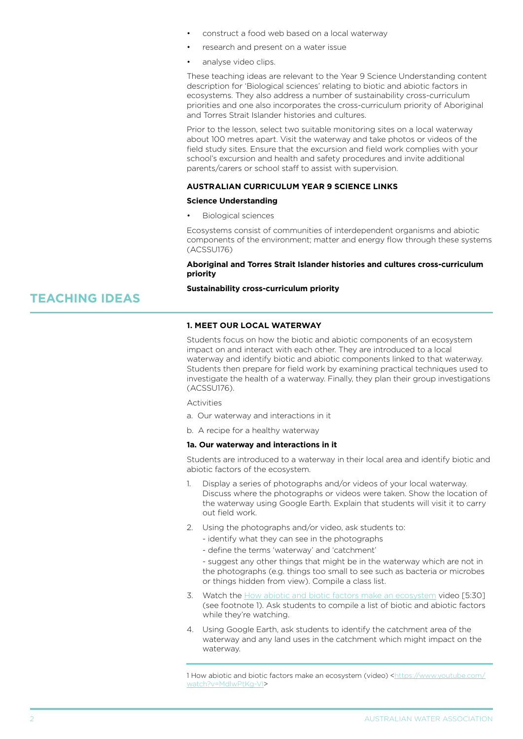- construct a food web based on a local waterway
- research and present on a water issue
- analyse video clips.

These teaching ideas are relevant to the Year 9 Science Understanding content description for 'Biological sciences' relating to biotic and abiotic factors in ecosystems. They also address a number of sustainability cross-curriculum priorities and one also incorporates the cross-curriculum priority of Aboriginal and Torres Strait Islander histories and cultures.

Prior to the lesson, select two suitable monitoring sites on a local waterway about 100 metres apart. Visit the waterway and take photos or videos of the field study sites. Ensure that the excursion and field work complies with your school's excursion and health and safety procedures and invite additional parents/carers or school staff to assist with supervision.

### AUSTRALIAN CURRICULUM YEAR 9 SCIENCE LINKS

**Science Understanding**

- Biological sciences

Ecosystems consist of communities of interdependent organisms and abiotic components of the environment; matter and energy flow through these systems (ACSSU176)

**Aboriginal and Torres Strait Islander histories and cultures cross-curriculum priority**

**Sustainability cross-curriculum priority**

## TEACHING IDEAS

### 1. MEET OUR LOCAL WATERWAY

Students focus on how the biotic and abiotic components of an ecosystem impact on and interact with each other. They are introduced to a local waterway and identify biotic and abiotic components linked to that waterway. Students then prepare for field work by examining practical techniques used to investigate the health of a waterway. Finally, they plan their group investigations (ACSSU176).

Activities

a. Our waterway and interactions in it

b. A recipe for a healthy waterway

#### 1a. Our waterway and interactions in it

Students are introduced to a waterway in their local area and identify biotic and abiotic factors of the ecosystem.

1. Display a series of photographs and/or videos of your local waterway. Discuss where the photographs or videos were taken. Show the location of the waterway using Google Earth. Explain that students will visit it to carry out field work.
2. Using the photographs and/or video, ask students to:
   - identify what they can see in the photographs
   - define the terms 'waterway' and 'catchment'
   - suggest any other things that might be in the waterway which are not in the photographs (e.g. things too small to see such as bacteria or microbes or things hidden from view). Compile a class list.
3. Watch the How abiotic and biotic factors make an ecosystem video [5:30] (see footnote 1). Ask students to compile a list of biotic and abiotic factors while they're watching.
4. Using Google Earth, ask students to identify the catchment area of the waterway and any land uses in the catchment which might impact on the waterway.

1 How abiotic and biotic factors make an ecosystem (video) <https://www.youtube.com/watch?v=MdlwPtKg-VI>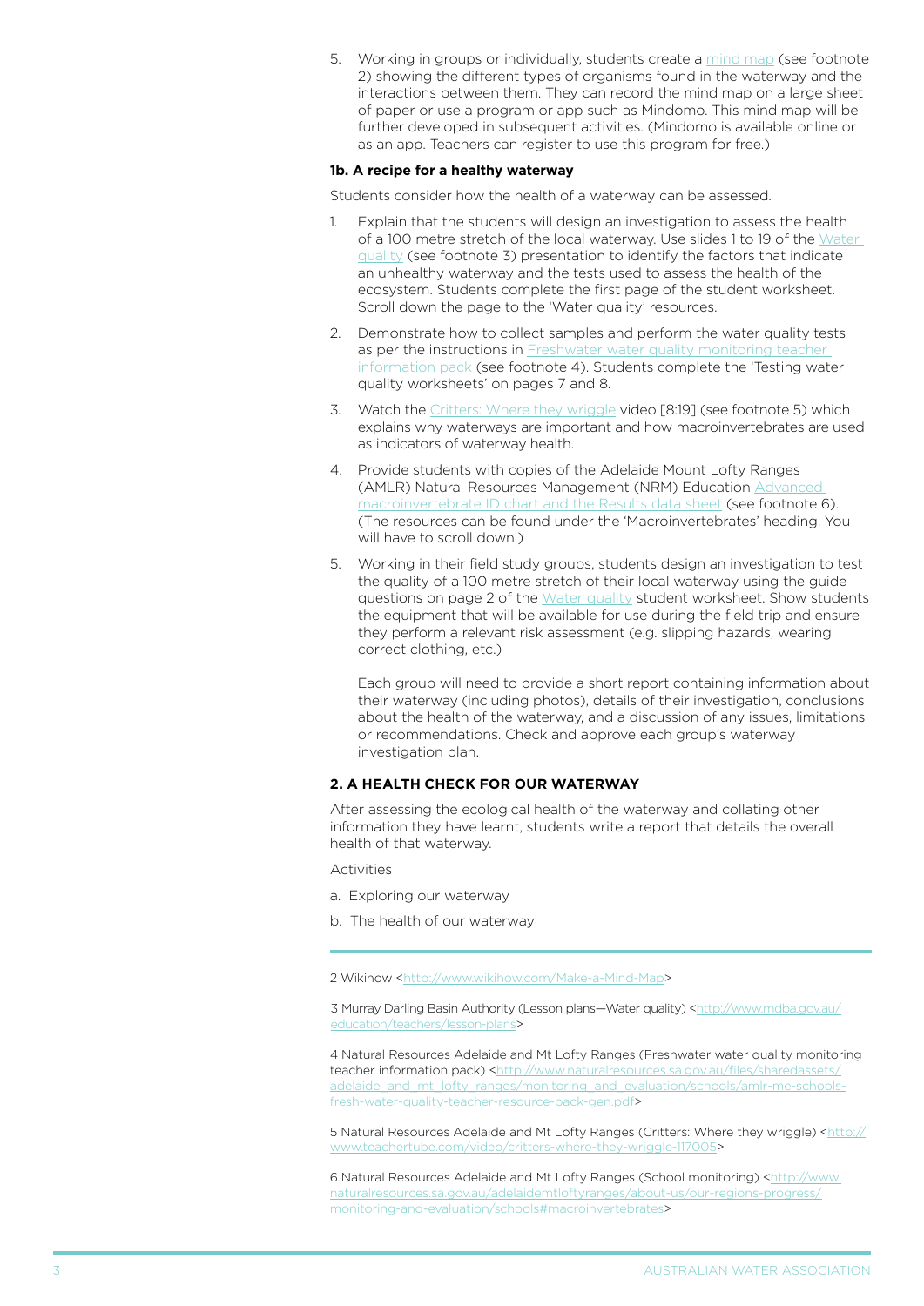5. Working in groups or individually, students create a mind map (see footnote 2) showing the different types of organisms found in the waterway and the interactions between them. They can record the mind map on a large sheet of paper or use a program or app such as Mindomo. This mind map will be further developed in subsequent activities. (Mindomo is available online or as an app. Teachers can register to use this program for free.)

#### 1b. A recipe for a healthy waterway

Students consider how the health of a waterway can be assessed.

1. Explain that the students will design an investigation to assess the health of a 100 metre stretch of the local waterway. Use slides 1 to 19 of the Water quality (see footnote 3) presentation to identify the factors that indicate an unhealthy waterway and the tests used to assess the health of the ecosystem. Students complete the first page of the student worksheet. Scroll down the page to the 'Water quality' resources.
2. Demonstrate how to collect samples and perform the water quality tests as per the instructions in Freshwater water quality monitoring teacher information pack (see footnote 4). Students complete the 'Testing water quality worksheets' on pages 7 and 8.
3. Watch the Critters: Where they wriggle video [8:19] (see footnote 5) which explains why waterways are important and how macroinvertebrates are used as indicators of waterway health.
4. Provide students with copies of the Adelaide Mount Lofty Ranges (AMLR) Natural Resources Management (NRM) Education Advanced macroinvertebrate ID chart and the Results data sheet (see footnote 6). (The resources can be found under the 'Macroinvertebrates' heading. You will have to scroll down.)
5. Working in their field study groups, students design an investigation to test the quality of a 100 metre stretch of their local waterway using the guide questions on page 2 of the Water quality student worksheet. Show students the equipment that will be available for use during the field trip and ensure they perform a relevant risk assessment (e.g. slipping hazards, wearing correct clothing, etc.)

   Each group will need to provide a short report containing information about their waterway (including photos), details of their investigation, conclusions about the health of the waterway, and a discussion of any issues, limitations or recommendations. Check and approve each group's waterway investigation plan.

### 2. A HEALTH CHECK FOR OUR WATERWAY

After assessing the ecological health of the waterway and collating other information they have learnt, students write a report that details the overall health of that waterway.

Activities

a. Exploring our waterway

b. The health of our waterway

---

2 Wikihow <http://www.wikihow.com/Make-a-Mind-Map>

3 Murray Darling Basin Authority (Lesson plans—Water quality) <http://www.mdba.gov.au/education/teachers/lesson-plans>

4 Natural Resources Adelaide and Mt Lofty Ranges (Freshwater water quality monitoring teacher information pack) <http://www.naturalresources.sa.gov.au/files/sharedassets/adelaide_and_mt_lofty_ranges/monitoring_and_evaluation/schools/amlr-me-schools-fresh-water-quality-teacher-resource-pack-gen.pdf>

5 Natural Resources Adelaide and Mt Lofty Ranges (Critters: Where they wriggle) <http://www.teachertube.com/video/critters-where-they-wriggle-117005>

6 Natural Resources Adelaide and Mt Lofty Ranges (School monitoring) <http://www.naturalresources.sa.gov.au/adelaidemtloftyranges/about-us/our-regions-progress/monitoring-and-evaluation/schools#macroinvertebrates>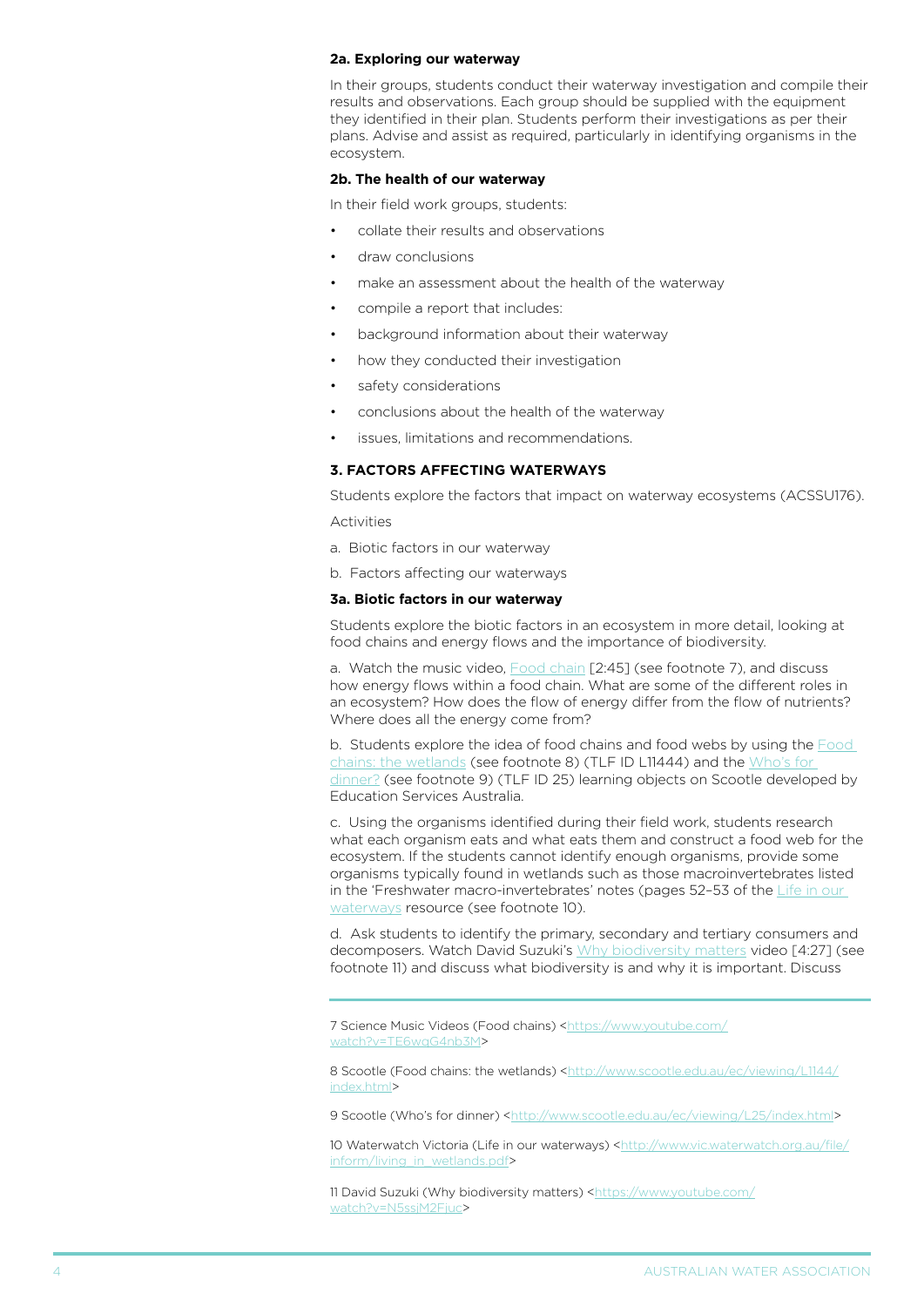#### 2a. Exploring our waterway

In their groups, students conduct their waterway investigation and compile their results and observations. Each group should be supplied with the equipment they identified in their plan. Students perform their investigations as per their plans. Advise and assist as required, particularly in identifying organisms in the ecosystem.

#### 2b. The health of our waterway

In their field work groups, students:

- collate their results and observations
- draw conclusions
- make an assessment about the health of the waterway
- compile a report that includes:
- background information about their waterway
- how they conducted their investigation
- safety considerations
- conclusions about the health of the waterway
- issues, limitations and recommendations.

### 3. FACTORS AFFECTING WATERWAYS

Students explore the factors that impact on waterway ecosystems (ACSSU176).

Activities

a. Biotic factors in our waterway

b. Factors affecting our waterways

#### 3a. Biotic factors in our waterway

Students explore the biotic factors in an ecosystem in more detail, looking at food chains and energy flows and the importance of biodiversity.

a. Watch the music video, Food chain [2:45] (see footnote 7), and discuss how energy flows within a food chain. What are some of the different roles in an ecosystem? How does the flow of energy differ from the flow of nutrients? Where does all the energy come from?

b. Students explore the idea of food chains and food webs by using the Food chains: the wetlands (see footnote 8) (TLF ID L11444) and the Who's for dinner? (see footnote 9) (TLF ID 25) learning objects on Scootle developed by Education Services Australia.

c. Using the organisms identified during their field work, students research what each organism eats and what eats them and construct a food web for the ecosystem. If the students cannot identify enough organisms, provide some organisms typically found in wetlands such as those macroinvertebrates listed in the 'Freshwater macro-invertebrates' notes (pages 52–53 of the Life in our waterways resource (see footnote 10).

d. Ask students to identify the primary, secondary and tertiary consumers and decomposers. Watch David Suzuki's Why biodiversity matters video [4:27] (see footnote 11) and discuss what biodiversity is and why it is important. Discuss

---

7 Science Music Videos (Food chains) <https://www.youtube.com/watch?v=TE6wqG4nb3M>

8 Scootle (Food chains: the wetlands) <http://www.scootle.edu.au/ec/viewing/L1144/index.html>

9 Scootle (Who's for dinner) <http://www.scootle.edu.au/ec/viewing/L25/index.html>

10 Waterwatch Victoria (Life in our waterways) <http://www.vic.waterwatch.org.au/file/inform/living_in_wetlands.pdf>

11 David Suzuki (Why biodiversity matters) <https://www.youtube.com/watch?v=N5ssjM2Fjuc>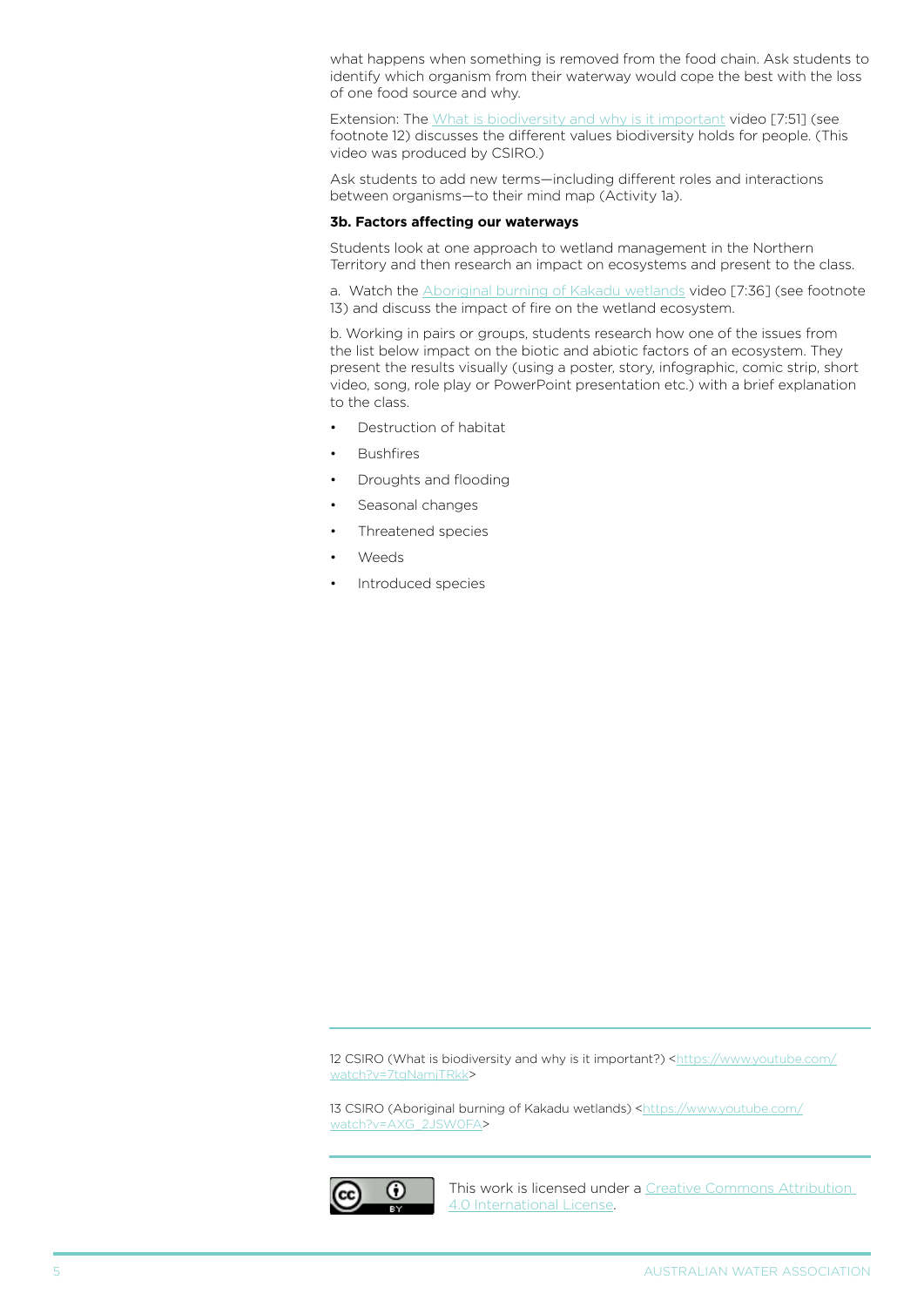what happens when something is removed from the food chain. Ask students to identify which organism from their waterway would cope the best with the loss of one food source and why.

Extension: The What is biodiversity and why is it important video [7:51] (see footnote 12) discusses the different values biodiversity holds for people. (This video was produced by CSIRO.)

Ask students to add new terms—including different roles and interactions between organisms—to their mind map (Activity 1a).

**3b. Factors affecting our waterways**

Students look at one approach to wetland management in the Northern Territory and then research an impact on ecosystems and present to the class.

a. Watch the Aboriginal burning of Kakadu wetlands video [7:36] (see footnote 13) and discuss the impact of fire on the wetland ecosystem.

b. Working in pairs or groups, students research how one of the issues from the list below impact on the biotic and abiotic factors of an ecosystem. They present the results visually (using a poster, story, infographic, comic strip, short video, song, role play or PowerPoint presentation etc.) with a brief explanation to the class.

- Destruction of habitat
- Bushfires
- Droughts and flooding
- Seasonal changes
- Threatened species
- Weeds
- Introduced species

12 CSIRO (What is biodiversity and why is it important?) <https://www.youtube.com/watch?v=7tqNamjTRkk>

13 CSIRO (Aboriginal burning of Kakadu wetlands) <https://www.youtube.com/watch?v=AXG_2JSW0FA>

This work is licensed under a Creative Commons Attribution 4.0 International License.